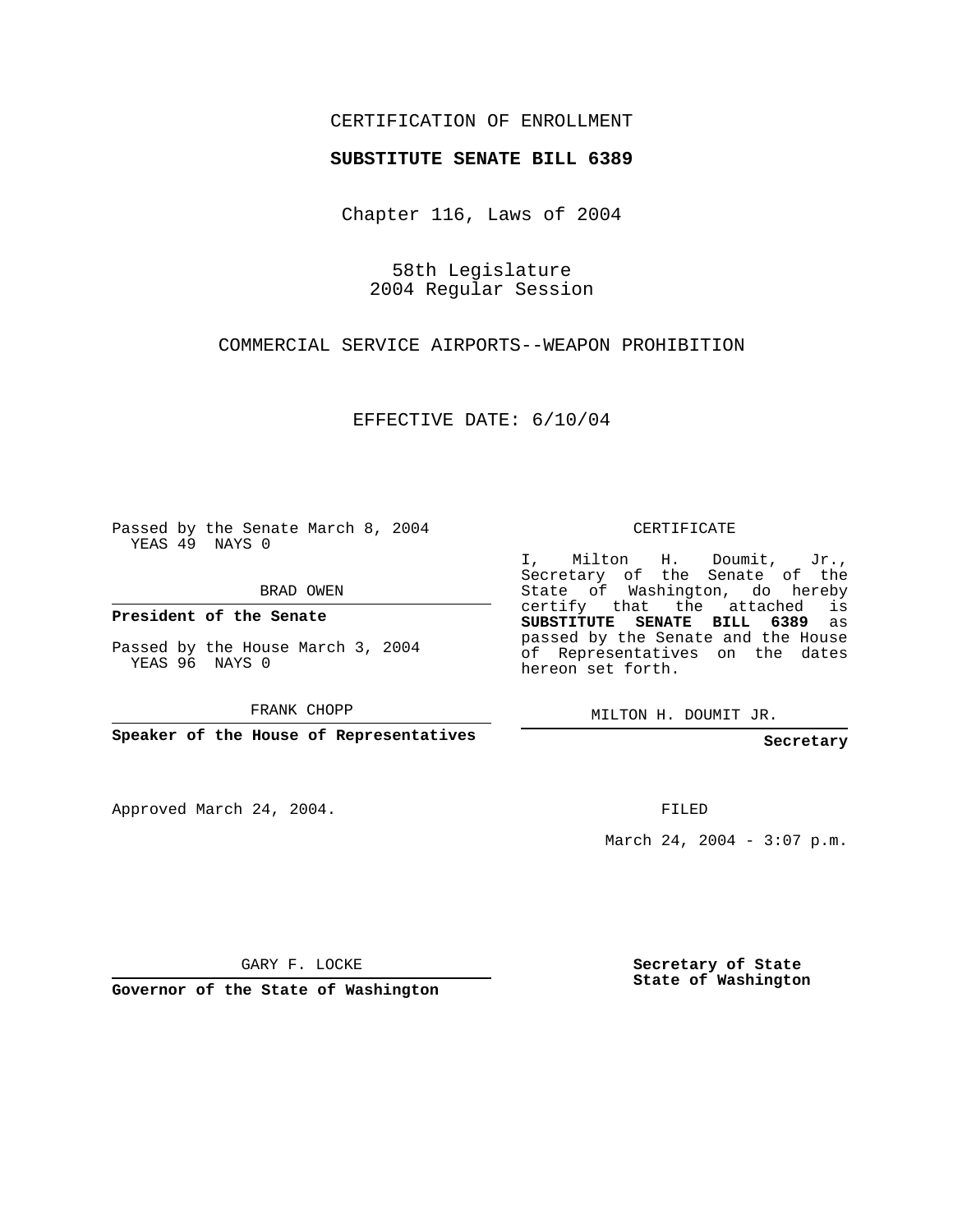CERTIFICATION OF ENROLLMENT

**SUBSTITUTE SENATE BILL 6389**

Chapter 116, Laws of 2004

58th Legislature
2004 Regular Session

COMMERCIAL SERVICE AIRPORTS--WEAPON PROHIBITION

EFFECTIVE DATE: 6/10/04

Passed by the Senate March 8, 2004
YEAS 49 NAYS 0

BRAD OWEN

**President of the Senate**

Passed by the House March 3, 2004
YEAS 96 NAYS 0

FRANK CHOPP

**Speaker of the House of Representatives**

Approved March 24, 2004.

GARY F. LOCKE

**Governor of the State of Washington**

CERTIFICATE

I, Milton H. Doumit, Jr., Secretary of the Senate of the State of Washington, do hereby certify that the attached is **SUBSTITUTE SENATE BILL 6389** as passed by the Senate and the House of Representatives on the dates hereon set forth.

MILTON H. DOUMIT JR.

**Secretary**

FILED

March 24, 2004 - 3:07 p.m.

**Secretary of State**
**State of Washington**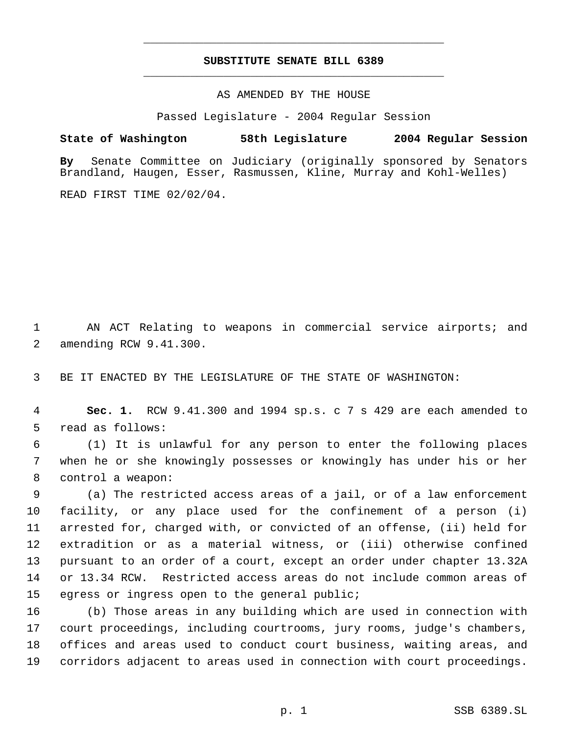# SUBSTITUTE SENATE BILL 6389

AS AMENDED BY THE HOUSE

Passed Legislature - 2004 Regular Session

**State of Washington 58th Legislature 2004 Regular Session**

**By** Senate Committee on Judiciary (originally sponsored by Senators Brandland, Haugen, Esser, Rasmussen, Kline, Murray and Kohl-Welles)

READ FIRST TIME 02/02/04.

1 AN ACT Relating to weapons in commercial service airports; and
2 amending RCW 9.41.300.

3 BE IT ENACTED BY THE LEGISLATURE OF THE STATE OF WASHINGTON:

4 **Sec. 1.** RCW 9.41.300 and 1994 sp.s. c 7 s 429 are each amended to
5 read as follows:

6 (1) It is unlawful for any person to enter the following places
7 when he or she knowingly possesses or knowingly has under his or her
8 control a weapon:

9 (a) The restricted access areas of a jail, or of a law enforcement
10 facility, or any place used for the confinement of a person (i)
11 arrested for, charged with, or convicted of an offense, (ii) held for
12 extradition or as a material witness, or (iii) otherwise confined
13 pursuant to an order of a court, except an order under chapter 13.32A
14 or 13.34 RCW. Restricted access areas do not include common areas of
15 egress or ingress open to the general public;

16 (b) Those areas in any building which are used in connection with
17 court proceedings, including courtrooms, jury rooms, judge's chambers,
18 offices and areas used to conduct court business, waiting areas, and
19 corridors adjacent to areas used in connection with court proceedings.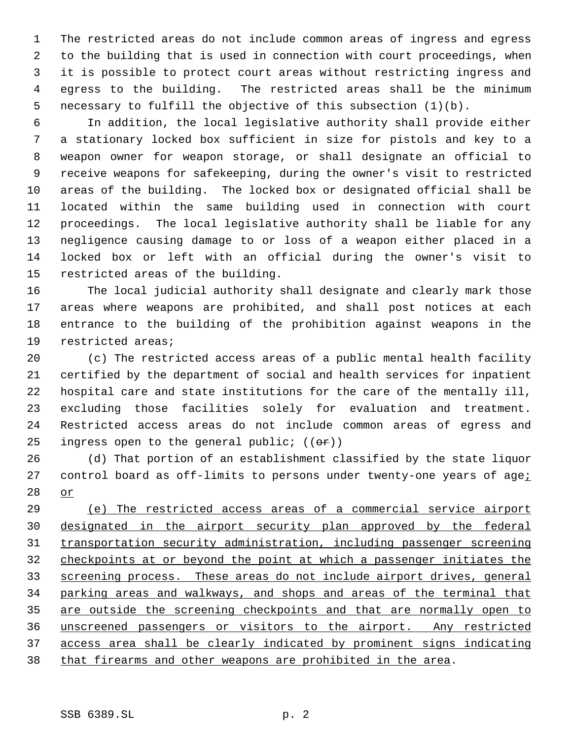The restricted areas do not include common areas of ingress and egress to the building that is used in connection with court proceedings, when it is possible to protect court areas without restricting ingress and egress to the building. The restricted areas shall be the minimum necessary to fulfill the objective of this subsection (1)(b).

In addition, the local legislative authority shall provide either a stationary locked box sufficient in size for pistols and key to a weapon owner for weapon storage, or shall designate an official to receive weapons for safekeeping, during the owner's visit to restricted areas of the building. The locked box or designated official shall be located within the same building used in connection with court proceedings. The local legislative authority shall be liable for any negligence causing damage to or loss of a weapon either placed in a locked box or left with an official during the owner's visit to restricted areas of the building.

The local judicial authority shall designate and clearly mark those areas where weapons are prohibited, and shall post notices at each entrance to the building of the prohibition against weapons in the restricted areas;

(c) The restricted access areas of a public mental health facility certified by the department of social and health services for inpatient hospital care and state institutions for the care of the mentally ill, excluding those facilities solely for evaluation and treatment. Restricted access areas do not include common areas of egress and ingress open to the general public; ((~~or~~))

(d) That portion of an establishment classified by the state liquor control board as off-limits to persons under twenty-one years of age<u>; or</u>

<u>(e) The restricted access areas of a commercial service airport designated in the airport security plan approved by the federal transportation security administration, including passenger screening checkpoints at or beyond the point at which a passenger initiates the screening process. These areas do not include airport drives, general parking areas and walkways, and shops and areas of the terminal that are outside the screening checkpoints and that are normally open to unscreened passengers or visitors to the airport. Any restricted access area shall be clearly indicated by prominent signs indicating that firearms and other weapons are prohibited in the area</u>.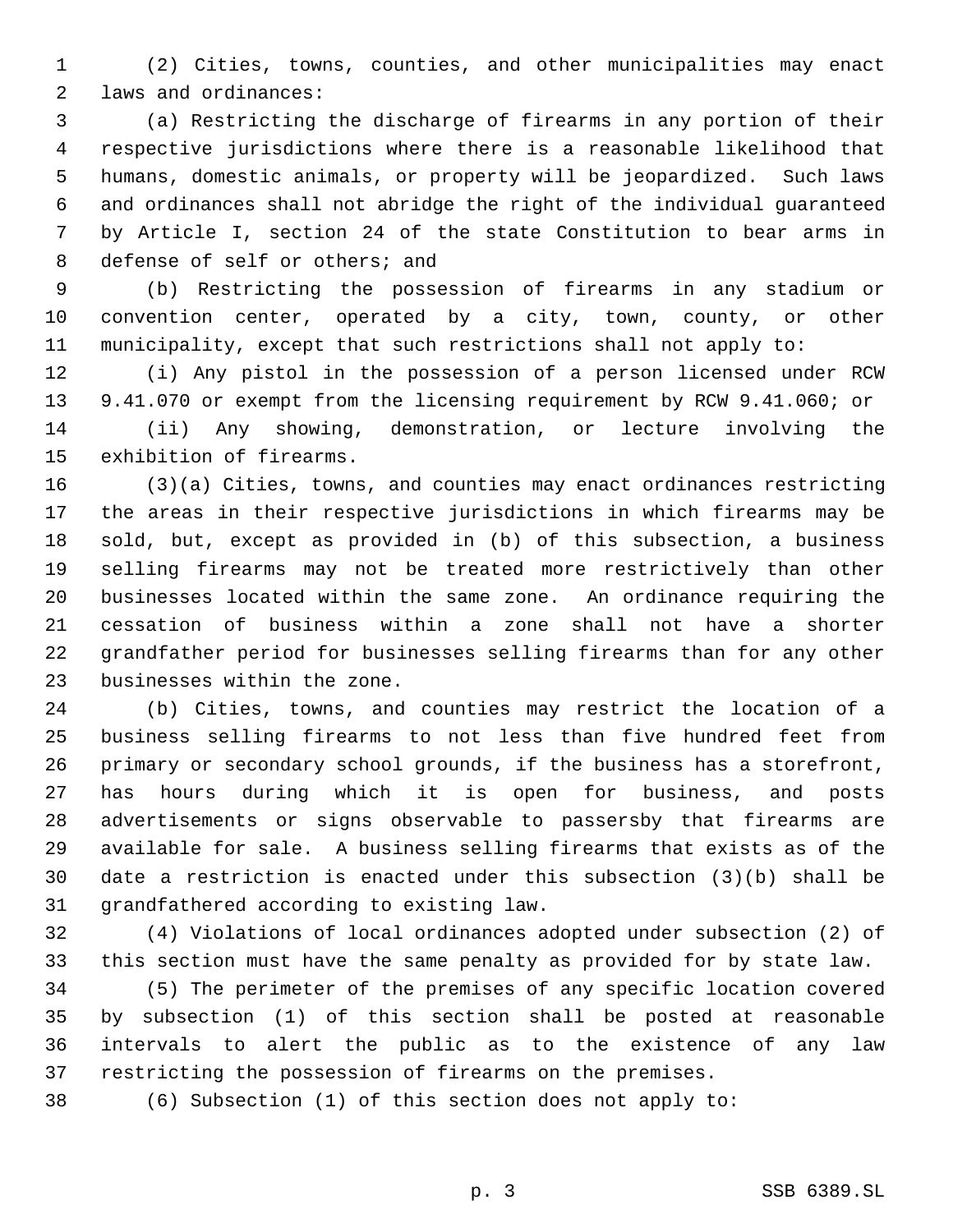(2) Cities, towns, counties, and other municipalities may enact laws and ordinances:

(a) Restricting the discharge of firearms in any portion of their respective jurisdictions where there is a reasonable likelihood that humans, domestic animals, or property will be jeopardized. Such laws and ordinances shall not abridge the right of the individual guaranteed by Article I, section 24 of the state Constitution to bear arms in defense of self or others; and

(b) Restricting the possession of firearms in any stadium or convention center, operated by a city, town, county, or other municipality, except that such restrictions shall not apply to:

(i) Any pistol in the possession of a person licensed under RCW 9.41.070 or exempt from the licensing requirement by RCW 9.41.060; or

(ii) Any showing, demonstration, or lecture involving the exhibition of firearms.

(3)(a) Cities, towns, and counties may enact ordinances restricting the areas in their respective jurisdictions in which firearms may be sold, but, except as provided in (b) of this subsection, a business selling firearms may not be treated more restrictively than other businesses located within the same zone. An ordinance requiring the cessation of business within a zone shall not have a shorter grandfather period for businesses selling firearms than for any other businesses within the zone.

(b) Cities, towns, and counties may restrict the location of a business selling firearms to not less than five hundred feet from primary or secondary school grounds, if the business has a storefront, has hours during which it is open for business, and posts advertisements or signs observable to passersby that firearms are available for sale. A business selling firearms that exists as of the date a restriction is enacted under this subsection (3)(b) shall be grandfathered according to existing law.

(4) Violations of local ordinances adopted under subsection (2) of this section must have the same penalty as provided for by state law.

(5) The perimeter of the premises of any specific location covered by subsection (1) of this section shall be posted at reasonable intervals to alert the public as to the existence of any law restricting the possession of firearms on the premises.

(6) Subsection (1) of this section does not apply to: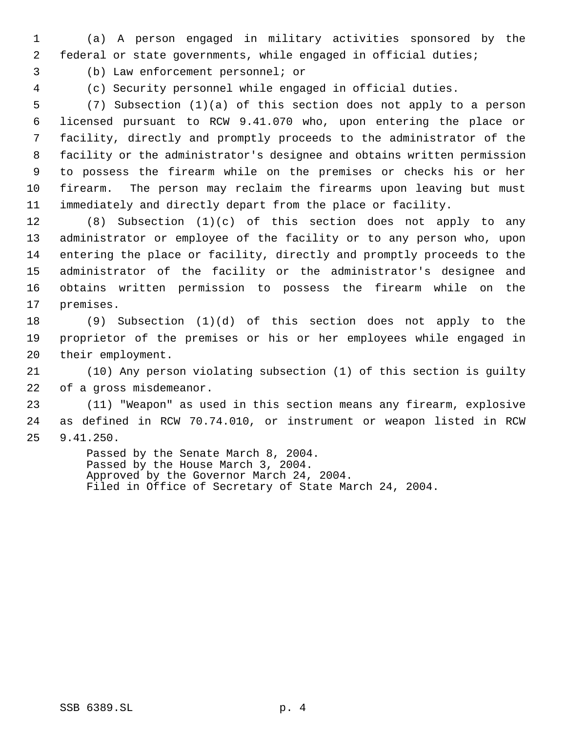(a) A person engaged in military activities sponsored by the federal or state governments, while engaged in official duties;

(b) Law enforcement personnel; or

(c) Security personnel while engaged in official duties.

(7) Subsection (1)(a) of this section does not apply to a person licensed pursuant to RCW 9.41.070 who, upon entering the place or facility, directly and promptly proceeds to the administrator of the facility or the administrator's designee and obtains written permission to possess the firearm while on the premises or checks his or her firearm. The person may reclaim the firearms upon leaving but must immediately and directly depart from the place or facility.

(8) Subsection (1)(c) of this section does not apply to any administrator or employee of the facility or to any person who, upon entering the place or facility, directly and promptly proceeds to the administrator of the facility or the administrator's designee and obtains written permission to possess the firearm while on the premises.

(9) Subsection (1)(d) of this section does not apply to the proprietor of the premises or his or her employees while engaged in their employment.

(10) Any person violating subsection (1) of this section is guilty of a gross misdemeanor.

(11) "Weapon" as used in this section means any firearm, explosive as defined in RCW 70.74.010, or instrument or weapon listed in RCW 9.41.250.

Passed by the Senate March 8, 2004.
Passed by the House March 3, 2004.
Approved by the Governor March 24, 2004.
Filed in Office of Secretary of State March 24, 2004.